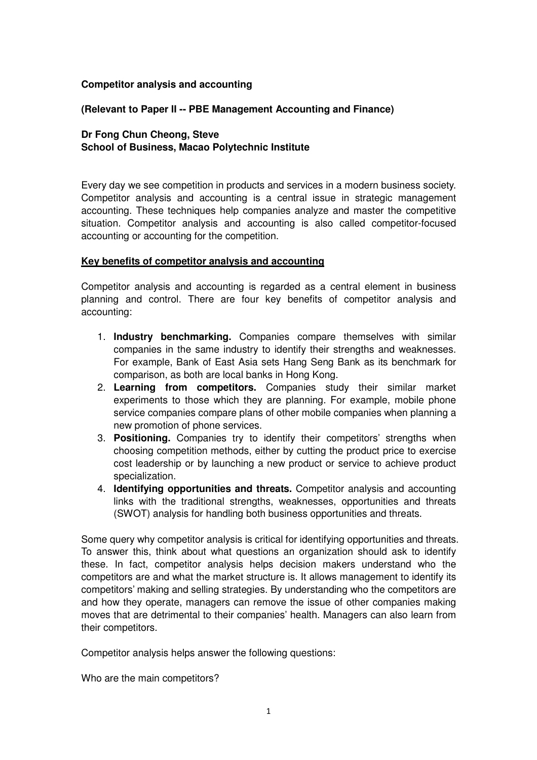**Competitor analysis and accounting**

**(Relevant to Paper II -- PBE Management Accounting and Finance)**

**Dr Fong Chun Cheong, Steve**
**School of Business, Macao Polytechnic Institute**

Every day we see competition in products and services in a modern business society. Competitor analysis and accounting is a central issue in strategic management accounting. These techniques help companies analyze and master the competitive situation. Competitor analysis and accounting is also called competitor-focused accounting or accounting for the competition.

**Key benefits of competitor analysis and accounting**

Competitor analysis and accounting is regarded as a central element in business planning and control. There are four key benefits of competitor analysis and accounting:

1. **Industry benchmarking.** Companies compare themselves with similar companies in the same industry to identify their strengths and weaknesses. For example, Bank of East Asia sets Hang Seng Bank as its benchmark for comparison, as both are local banks in Hong Kong.
2. **Learning from competitors.** Companies study their similar market experiments to those which they are planning. For example, mobile phone service companies compare plans of other mobile companies when planning a new promotion of phone services.
3. **Positioning.** Companies try to identify their competitors' strengths when choosing competition methods, either by cutting the product price to exercise cost leadership or by launching a new product or service to achieve product specialization.
4. **Identifying opportunities and threats.** Competitor analysis and accounting links with the traditional strengths, weaknesses, opportunities and threats (SWOT) analysis for handling both business opportunities and threats.

Some query why competitor analysis is critical for identifying opportunities and threats. To answer this, think about what questions an organization should ask to identify these. In fact, competitor analysis helps decision makers understand who the competitors are and what the market structure is. It allows management to identify its competitors' making and selling strategies. By understanding who the competitors are and how they operate, managers can remove the issue of other companies making moves that are detrimental to their companies' health. Managers can also learn from their competitors.

Competitor analysis helps answer the following questions:

Who are the main competitors?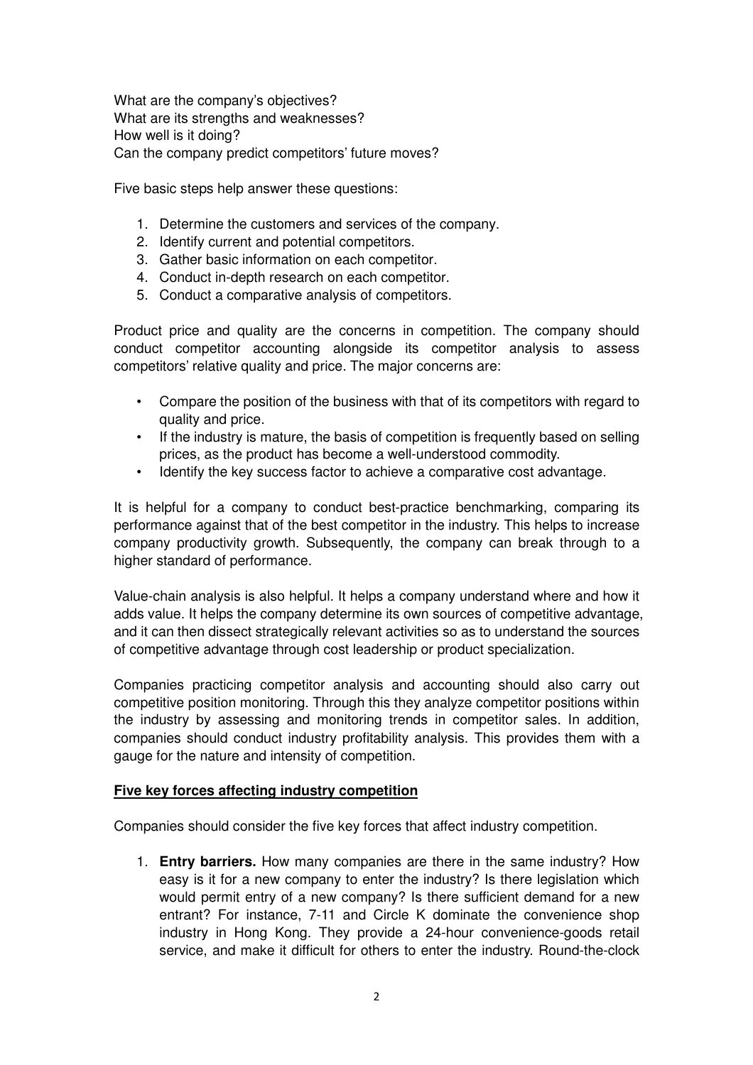What are the company's objectives?
What are its strengths and weaknesses?
How well is it doing?
Can the company predict competitors' future moves?

Five basic steps help answer these questions:

1. Determine the customers and services of the company.
2. Identify current and potential competitors.
3. Gather basic information on each competitor.
4. Conduct in-depth research on each competitor.
5. Conduct a comparative analysis of competitors.

Product price and quality are the concerns in competition. The company should conduct competitor accounting alongside its competitor analysis to assess competitors' relative quality and price. The major concerns are:

- Compare the position of the business with that of its competitors with regard to quality and price.
- If the industry is mature, the basis of competition is frequently based on selling prices, as the product has become a well-understood commodity.
- Identify the key success factor to achieve a comparative cost advantage.

It is helpful for a company to conduct best-practice benchmarking, comparing its performance against that of the best competitor in the industry. This helps to increase company productivity growth. Subsequently, the company can break through to a higher standard of performance.

Value-chain analysis is also helpful. It helps a company understand where and how it adds value. It helps the company determine its own sources of competitive advantage, and it can then dissect strategically relevant activities so as to understand the sources of competitive advantage through cost leadership or product specialization.

Companies practicing competitor analysis and accounting should also carry out competitive position monitoring. Through this they analyze competitor positions within the industry by assessing and monitoring trends in competitor sales. In addition, companies should conduct industry profitability analysis. This provides them with a gauge for the nature and intensity of competition.

**Five key forces affecting industry competition**

Companies should consider the five key forces that affect industry competition.

1. **Entry barriers.** How many companies are there in the same industry? How easy is it for a new company to enter the industry? Is there legislation which would permit entry of a new company? Is there sufficient demand for a new entrant? For instance, 7-11 and Circle K dominate the convenience shop industry in Hong Kong. They provide a 24-hour convenience-goods retail service, and make it difficult for others to enter the industry. Round-the-clock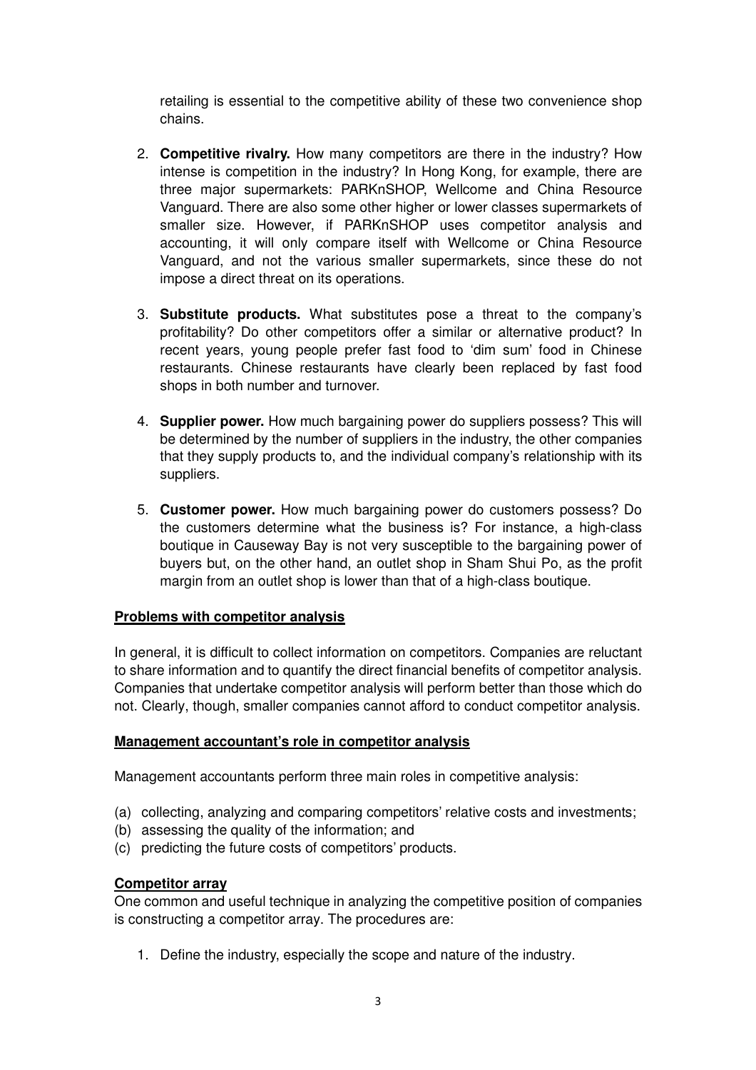retailing is essential to the competitive ability of these two convenience shop chains.

2. **Competitive rivalry.** How many competitors are there in the industry? How intense is competition in the industry? In Hong Kong, for example, there are three major supermarkets: PARKnSHOP, Wellcome and China Resource Vanguard. There are also some other higher or lower classes supermarkets of smaller size. However, if PARKnSHOP uses competitor analysis and accounting, it will only compare itself with Wellcome or China Resource Vanguard, and not the various smaller supermarkets, since these do not impose a direct threat on its operations.

3. **Substitute products.** What substitutes pose a threat to the company's profitability? Do other competitors offer a similar or alternative product? In recent years, young people prefer fast food to 'dim sum' food in Chinese restaurants. Chinese restaurants have clearly been replaced by fast food shops in both number and turnover.

4. **Supplier power.** How much bargaining power do suppliers possess? This will be determined by the number of suppliers in the industry, the other companies that they supply products to, and the individual company's relationship with its suppliers.

5. **Customer power.** How much bargaining power do customers possess? Do the customers determine what the business is? For instance, a high-class boutique in Causeway Bay is not very susceptible to the bargaining power of buyers but, on the other hand, an outlet shop in Sham Shui Po, as the profit margin from an outlet shop is lower than that of a high-class boutique.

**Problems with competitor analysis**

In general, it is difficult to collect information on competitors. Companies are reluctant to share information and to quantify the direct financial benefits of competitor analysis. Companies that undertake competitor analysis will perform better than those which do not. Clearly, though, smaller companies cannot afford to conduct competitor analysis.

**Management accountant's role in competitor analysis**

Management accountants perform three main roles in competitive analysis:

(a) collecting, analyzing and comparing competitors' relative costs and investments;
(b) assessing the quality of the information; and
(c) predicting the future costs of competitors' products.

**Competitor array**

One common and useful technique in analyzing the competitive position of companies is constructing a competitor array. The procedures are:

1. Define the industry, especially the scope and nature of the industry.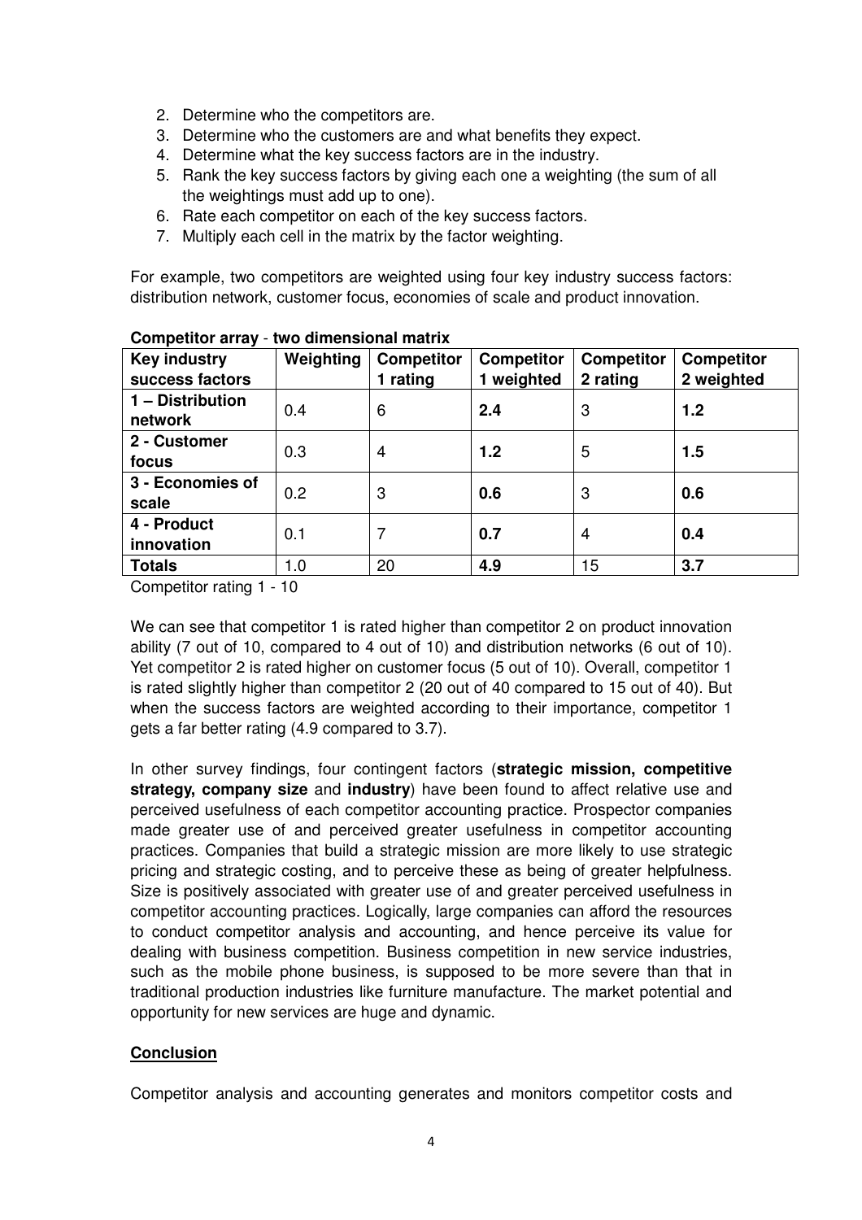2. Determine who the competitors are.
3. Determine who the customers are and what benefits they expect.
4. Determine what the key success factors are in the industry.
5. Rank the key success factors by giving each one a weighting (the sum of all the weightings must add up to one).
6. Rate each competitor on each of the key success factors.
7. Multiply each cell in the matrix by the factor weighting.

For example, two competitors are weighted using four key industry success factors: distribution network, customer focus, economies of scale and product innovation.

**Competitor array** - **two dimensional matrix**

| Key industry success factors | Weighting | Competitor 1 rating | Competitor 1 weighted | Competitor 2 rating | Competitor 2 weighted |
|---|---|---|---|---|---|
| **1 – Distribution network** | 0.4 | 6 | **2.4** | 3 | **1.2** |
| **2 - Customer focus** | 0.3 | 4 | **1.2** | 5 | **1.5** |
| **3 - Economies of scale** | 0.2 | 3 | **0.6** | 3 | **0.6** |
| **4 - Product innovation** | 0.1 | 7 | **0.7** | 4 | **0.4** |
| **Totals** | 1.0 | 20 | **4.9** | 15 | **3.7** |

Competitor rating 1 - 10

We can see that competitor 1 is rated higher than competitor 2 on product innovation ability (7 out of 10, compared to 4 out of 10) and distribution networks (6 out of 10). Yet competitor 2 is rated higher on customer focus (5 out of 10). Overall, competitor 1 is rated slightly higher than competitor 2 (20 out of 40 compared to 15 out of 40). But when the success factors are weighted according to their importance, competitor 1 gets a far better rating (4.9 compared to 3.7).

In other survey findings, four contingent factors (**strategic mission, competitive strategy, company size** and **industry**) have been found to affect relative use and perceived usefulness of each competitor accounting practice. Prospector companies made greater use of and perceived greater usefulness in competitor accounting practices. Companies that build a strategic mission are more likely to use strategic pricing and strategic costing, and to perceive these as being of greater helpfulness. Size is positively associated with greater use of and greater perceived usefulness in competitor accounting practices. Logically, large companies can afford the resources to conduct competitor analysis and accounting, and hence perceive its value for dealing with business competition. Business competition in new service industries, such as the mobile phone business, is supposed to be more severe than that in traditional production industries like furniture manufacture. The market potential and opportunity for new services are huge and dynamic.

**Conclusion**

Competitor analysis and accounting generates and monitors competitor costs and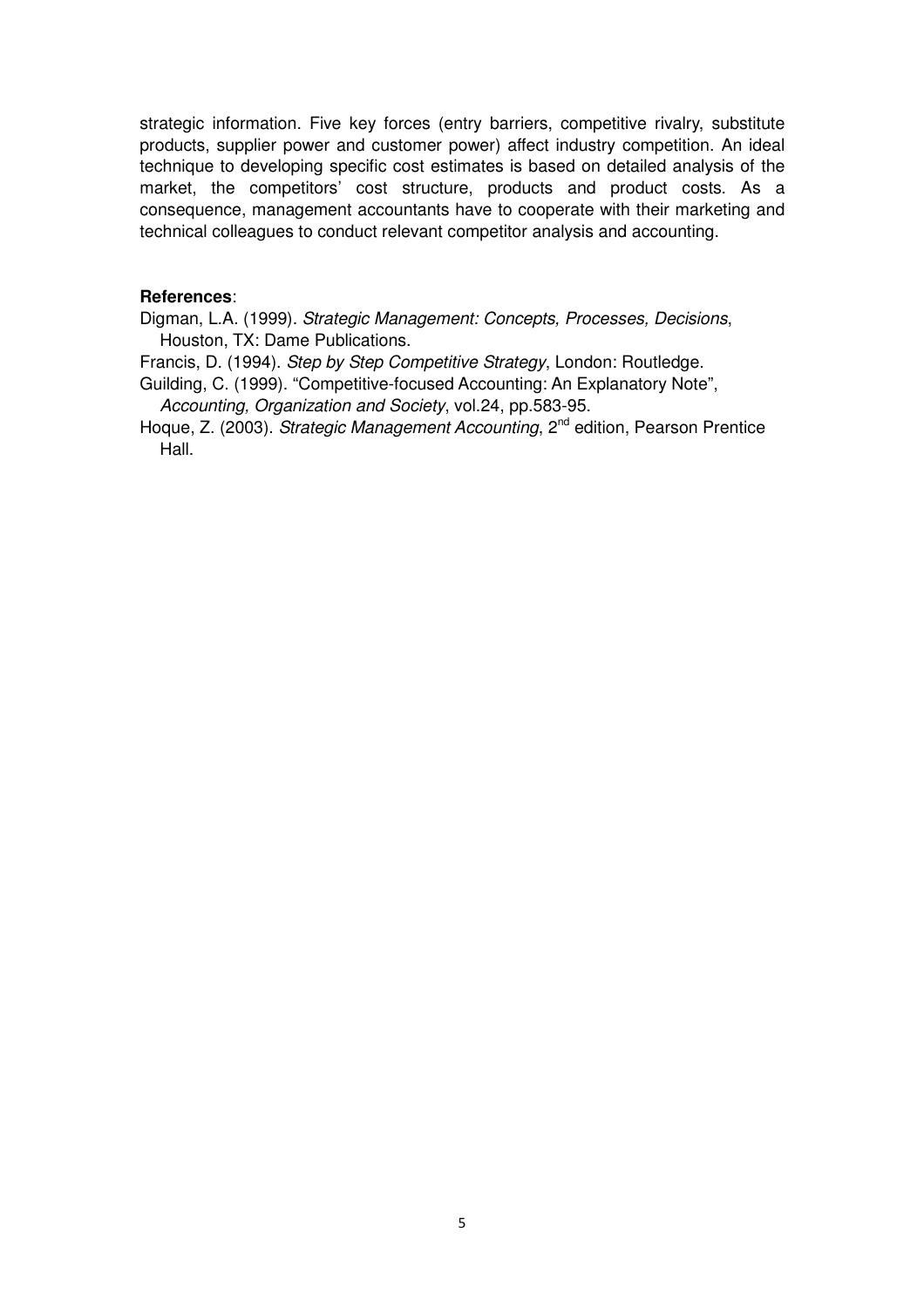strategic information. Five key forces (entry barriers, competitive rivalry, substitute products, supplier power and customer power) affect industry competition. An ideal technique to developing specific cost estimates is based on detailed analysis of the market, the competitors' cost structure, products and product costs. As a consequence, management accountants have to cooperate with their marketing and technical colleagues to conduct relevant competitor analysis and accounting.

**References**:

Digman, L.A. (1999). *Strategic Management: Concepts, Processes, Decisions*, Houston, TX: Dame Publications.

Francis, D. (1994). *Step by Step Competitive Strategy*, London: Routledge.

Guilding, C. (1999). "Competitive-focused Accounting: An Explanatory Note", *Accounting, Organization and Society*, vol.24, pp.583-95.

Hoque, Z. (2003). *Strategic Management Accounting*, 2nd edition, Pearson Prentice Hall.